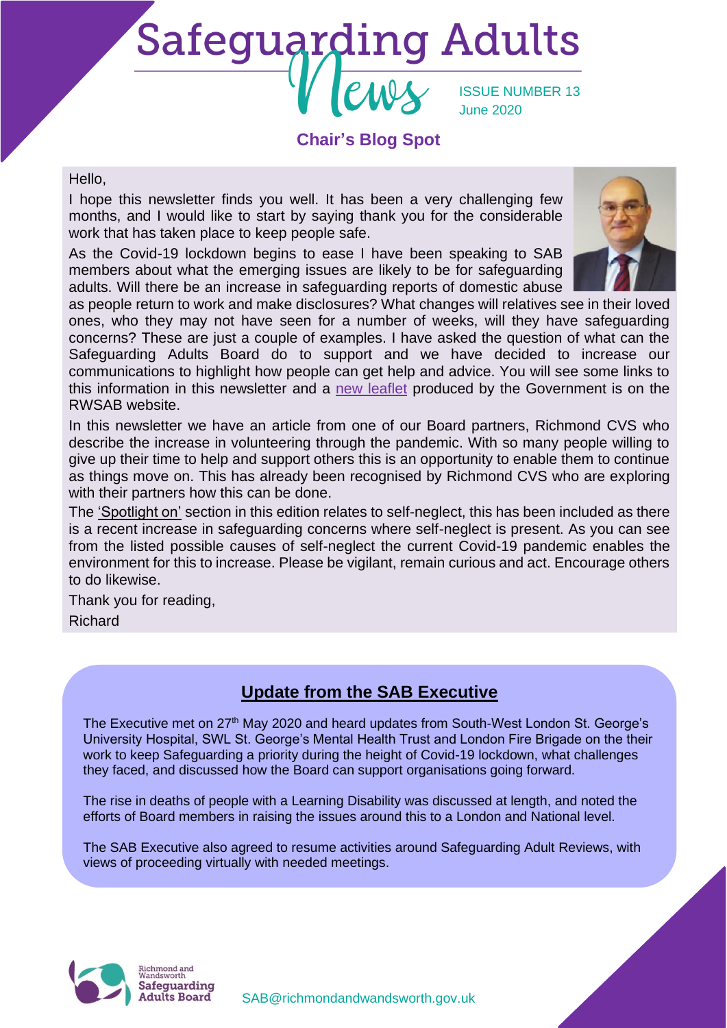# Safeguarding Adults News

ISSUE NUMBER 13
June 2020

## Chair's Blog Spot

Hello,

I hope this newsletter finds you well. It has been a very challenging few months, and I would like to start by saying thank you for the considerable work that has taken place to keep people safe.

As the Covid-19 lockdown begins to ease I have been speaking to SAB members about what the emerging issues are likely to be for safeguarding adults. Will there be an increase in safeguarding reports of domestic abuse as people return to work and make disclosures? What changes will relatives see in their loved ones, who they may not have seen for a number of weeks, will they have safeguarding concerns? These are just a couple of examples. I have asked the question of what can the Safeguarding Adults Board do to support and we have decided to increase our communications to highlight how people can get help and advice. You will see some links to this information in this newsletter and a new leaflet produced by the Government is on the RWSAB website.

In this newsletter we have an article from one of our Board partners, Richmond CVS who describe the increase in volunteering through the pandemic. With so many people willing to give up their time to help and support others this is an opportunity to enable them to continue as things move on. This has already been recognised by Richmond CVS who are exploring with their partners how this can be done.

The 'Spotlight on' section in this edition relates to self-neglect, this has been included as there is a recent increase in safeguarding concerns where self-neglect is present. As you can see from the listed possible causes of self-neglect the current Covid-19 pandemic enables the environment for this to increase. Please be vigilant, remain curious and act. Encourage others to do likewise.

Thank you for reading,

Richard

## Update from the SAB Executive

The Executive met on 27th May 2020 and heard updates from South-West London St. George's University Hospital, SWL St. George's Mental Health Trust and London Fire Brigade on the their work to keep Safeguarding a priority during the height of Covid-19 lockdown, what challenges they faced, and discussed how the Board can support organisations going forward.

The rise in deaths of people with a Learning Disability was discussed at length, and noted the efforts of Board members in raising the issues around this to a London and National level.

The SAB Executive also agreed to resume activities around Safeguarding Adult Reviews, with views of proceeding virtually with needed meetings.

Richmond and Wandsworth Safeguarding Adults Board

SAB@richmondandwandsworth.gov.uk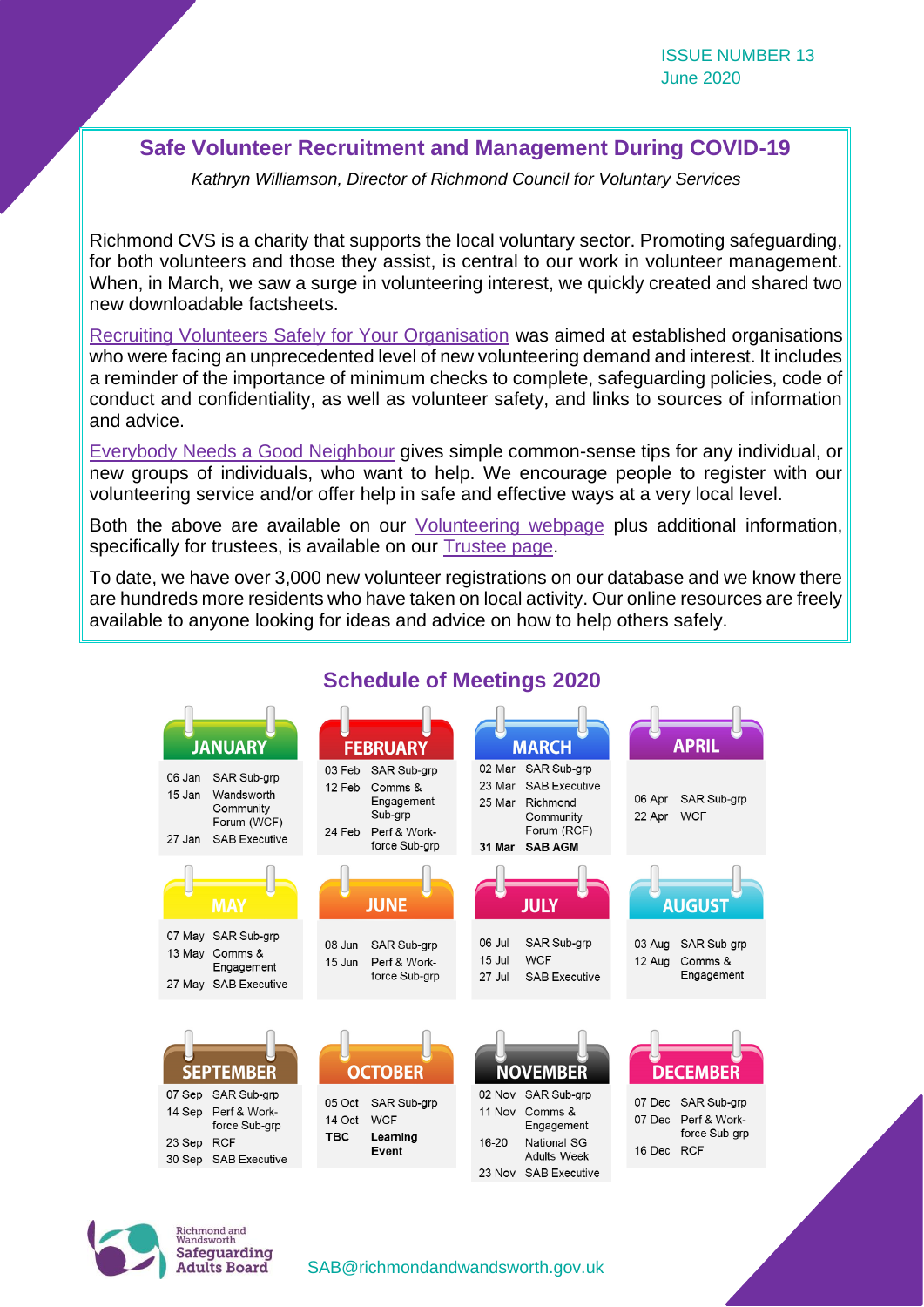## Safe Volunteer Recruitment and Management During COVID-19

*Kathryn Williamson, Director of Richmond Council for Voluntary Services*

Richmond CVS is a charity that supports the local voluntary sector. Promoting safeguarding, for both volunteers and those they assist, is central to our work in volunteer management. When, in March, we saw a surge in volunteering interest, we quickly created and shared two new downloadable factsheets.

Recruiting Volunteers Safely for Your Organisation was aimed at established organisations who were facing an unprecedented level of new volunteering demand and interest. It includes a reminder of the importance of minimum checks to complete, safeguarding policies, code of conduct and confidentiality, as well as volunteer safety, and links to sources of information and advice.

Everybody Needs a Good Neighbour gives simple common-sense tips for any individual, or new groups of individuals, who want to help. We encourage people to register with our volunteering service and/or offer help in safe and effective ways at a very local level.

Both the above are available on our Volunteering webpage plus additional information, specifically for trustees, is available on our Trustee page.

To date, we have over 3,000 new volunteer registrations on our database and we know there are hundreds more residents who have taken on local activity. Our online resources are freely available to anyone looking for ideas and advice on how to help others safely.

## Schedule of Meetings 2020

**JANUARY**
- 06 Jan – SAR Sub-grp
- 15 Jan – Wandsworth Community Forum (WCF)
- 27 Jan – SAB Executive

**FEBRUARY**
- 03 Feb – SAR Sub-grp
- 12 Feb – Comms & Engagement Sub-grp
- 24 Feb – Perf & Work-force Sub-grp

**MARCH**
- 02 Mar – SAR Sub-grp
- 23 Mar – SAB Executive
- 25 Mar – Richmond Community Forum (RCF)
- **31 Mar – SAB AGM**

**APRIL**
- 06 Apr – SAR Sub-grp
- 22 Apr – WCF

**MAY**
- 07 May – SAR Sub-grp
- 13 May – Comms & Engagement
- 27 May – SAB Executive

**JUNE**
- 08 Jun – SAR Sub-grp
- 15 Jun – Perf & Work-force Sub-grp

**JULY**
- 06 Jul – SAR Sub-grp
- 15 Jul – WCF
- 27 Jul – SAB Executive

**AUGUST**
- 03 Aug – SAR Sub-grp
- 12 Aug – Comms & Engagement

**SEPTEMBER**
- 07 Sep – SAR Sub-grp
- 14 Sep – Perf & Work-force Sub-grp
- 23 Sep – RCF
- 30 Sep – SAB Executive

**OCTOBER**
- 05 Oct – SAR Sub-grp
- 14 Oct – WCF
- **TBC – Learning Event**

**NOVEMBER**
- 02 Nov – SAR Sub-grp
- 11 Nov – Comms & Engagement
- 16-20 – National SG Adults Week
- 23 Nov – SAB Executive

**DECEMBER**
- 07 Dec – SAR Sub-grp
- 07 Dec – Perf & Work-force Sub-grp
- 16 Dec – RCF

Richmond and Wandsworth Safeguarding Adults Board

SAB@richmondandwandsworth.gov.uk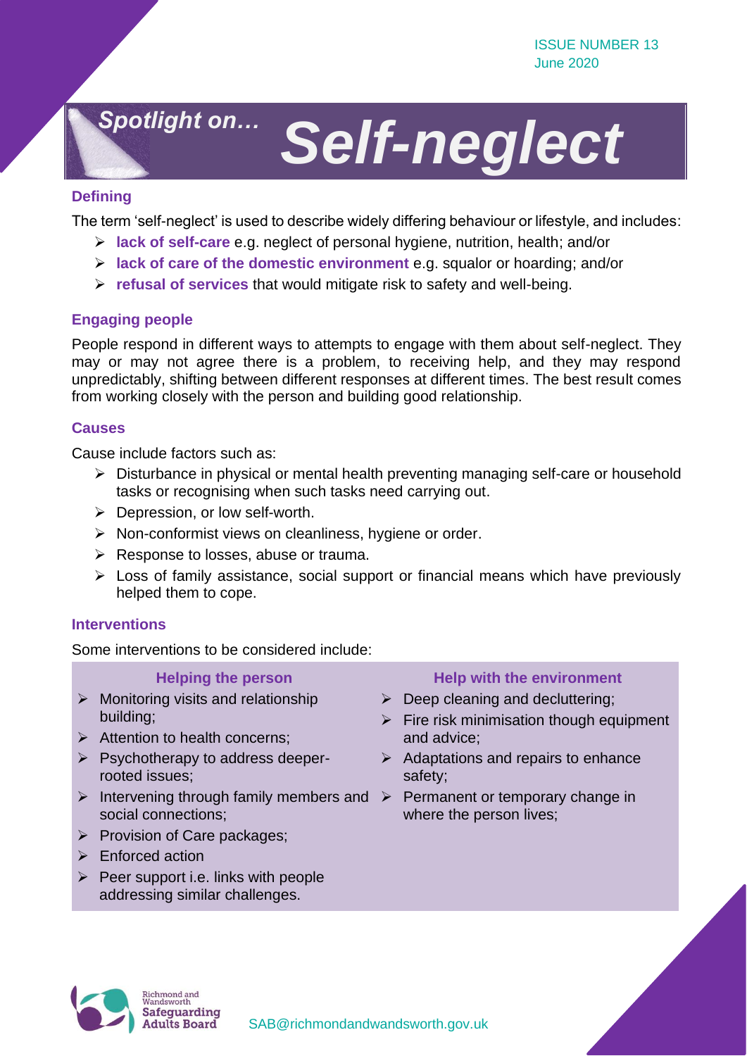# Spotlight on… Self-neglect

## Defining

The term 'self-neglect' is used to describe widely differing behaviour or lifestyle, and includes:

- **lack of self-care** e.g. neglect of personal hygiene, nutrition, health; and/or
- **lack of care of the domestic environment** e.g. squalor or hoarding; and/or
- **refusal of services** that would mitigate risk to safety and well-being.

## Engaging people

People respond in different ways to attempts to engage with them about self-neglect. They may or may not agree there is a problem, to receiving help, and they may respond unpredictably, shifting between different responses at different times. The best result comes from working closely with the person and building good relationship.

## Causes

Cause include factors such as:

- Disturbance in physical or mental health preventing managing self-care or household tasks or recognising when such tasks need carrying out.
- Depression, or low self-worth.
- Non-conformist views on cleanliness, hygiene or order.
- Response to losses, abuse or trauma.
- Loss of family assistance, social support or financial means which have previously helped them to cope.

## Interventions

Some interventions to be considered include:

### Helping the person

- Monitoring visits and relationship building;
- Attention to health concerns;
- Psychotherapy to address deeper-rooted issues;
- Intervening through family members and social connections;
- Provision of Care packages;
- Enforced action
- Peer support i.e. links with people addressing similar challenges.

### Help with the environment

- Deep cleaning and decluttering;
- Fire risk minimisation though equipment and advice;
- Adaptations and repairs to enhance safety;
- Permanent or temporary change in where the person lives;

Richmond and Wandsworth Safeguarding Adults Board

SAB@richmondandwandsworth.gov.uk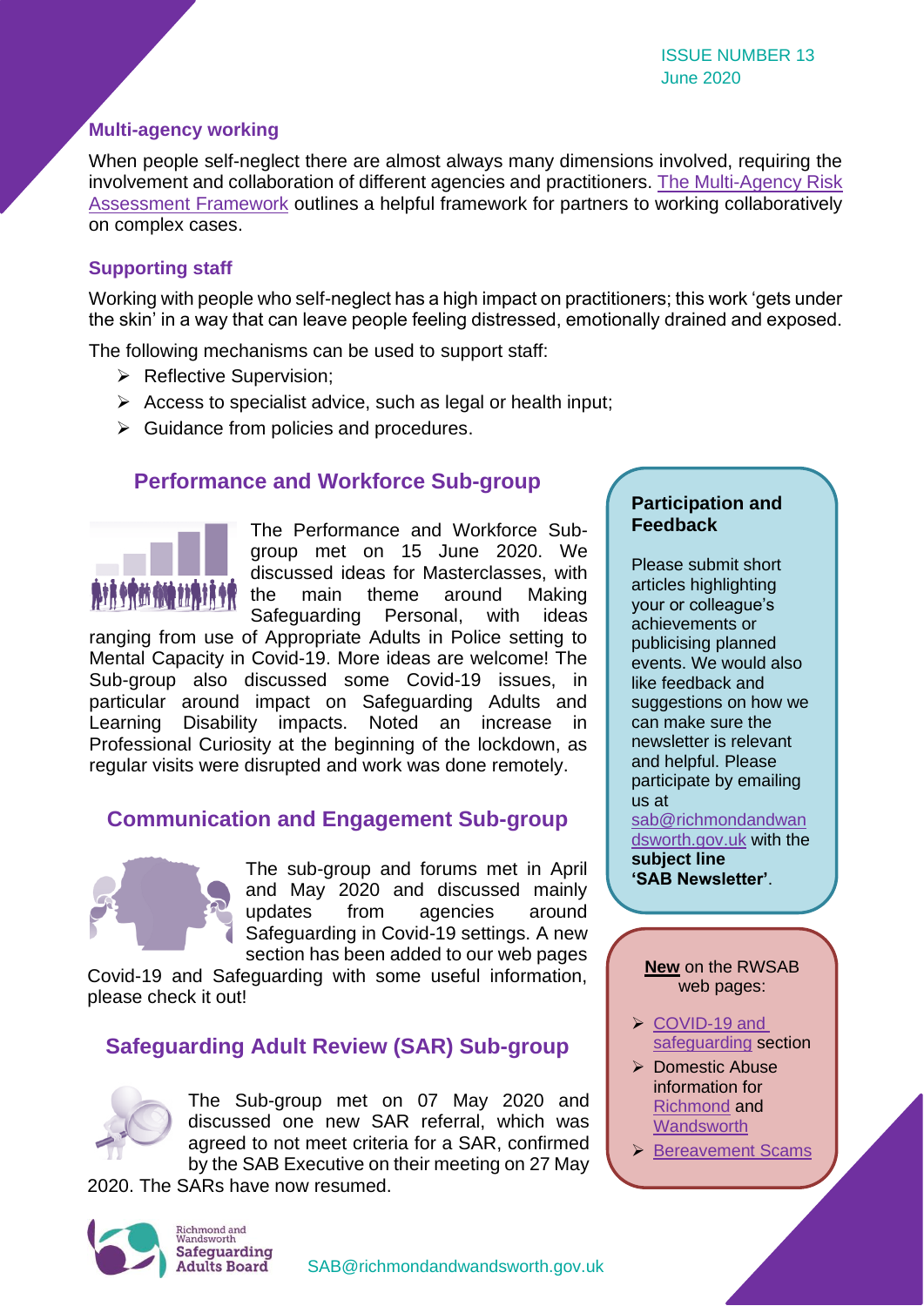### Multi-agency working

When people self-neglect there are almost always many dimensions involved, requiring the involvement and collaboration of different agencies and practitioners. The Multi-Agency Risk Assessment Framework outlines a helpful framework for partners to working collaboratively on complex cases.

### Supporting staff

Working with people who self-neglect has a high impact on practitioners; this work 'gets under the skin' in a way that can leave people feeling distressed, emotionally drained and exposed.

The following mechanisms can be used to support staff:

- Reflective Supervision;
- Access to specialist advice, such as legal or health input;
- Guidance from policies and procedures.

## Performance and Workforce Sub-group

The Performance and Workforce Sub-group met on 15 June 2020. We discussed ideas for Masterclasses, with the main theme around Making Safeguarding Personal, with ideas ranging from use of Appropriate Adults in Police setting to Mental Capacity in Covid-19. More ideas are welcome! The Sub-group also discussed some Covid-19 issues, in particular around impact on Safeguarding Adults and Learning Disability impacts. Noted an increase in Professional Curiosity at the beginning of the lockdown, as regular visits were disrupted and work was done remotely.

## Communication and Engagement Sub-group

The sub-group and forums met in April and May 2020 and discussed mainly updates from agencies around Safeguarding in Covid-19 settings. A new section has been added to our web pages Covid-19 and Safeguarding with some useful information, please check it out!

## Safeguarding Adult Review (SAR) Sub-group

The Sub-group met on 07 May 2020 and discussed one new SAR referral, which was agreed to not meet criteria for a SAR, confirmed by the SAB Executive on their meeting on 27 May 2020. The SARs have now resumed.

### Participation and Feedback

Please submit short articles highlighting your or colleague's achievements or publicising planned events. We would also like feedback and suggestions on how we can make sure the newsletter is relevant and helpful. Please participate by emailing us at sab@richmondandwandsworth.gov.uk with the **subject line 'SAB Newsletter'**.

**New** on the RWSAB web pages:

- COVID-19 and safeguarding section
- Domestic Abuse information for Richmond and Wandsworth
- Bereavement Scams

Richmond and Wandsworth Safeguarding Adults Board

SAB@richmondandwandsworth.gov.uk